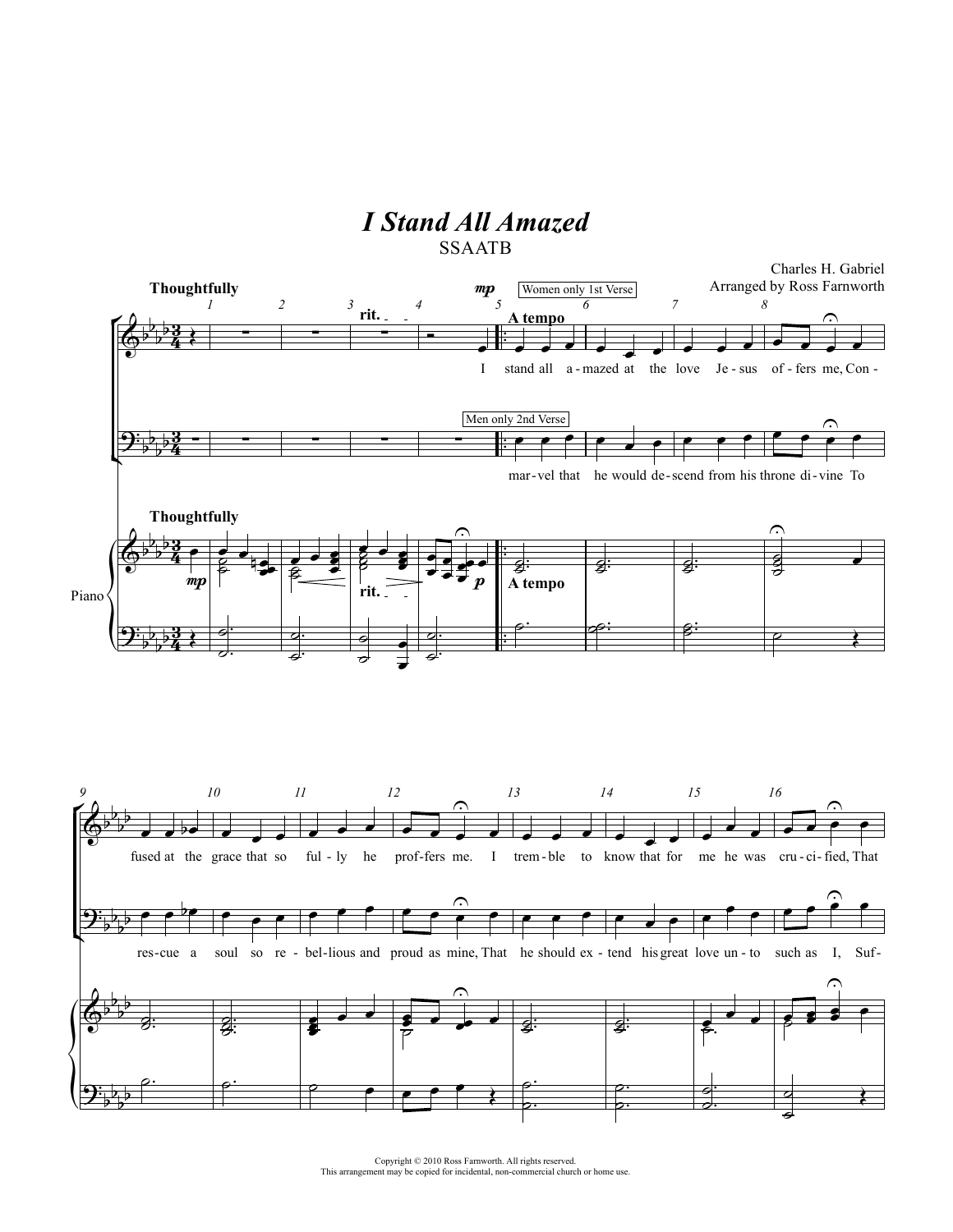# I Stand All Amazed

SSAATB

Charles H. Gabriel

Arranged by Ross Farnworth

Thoughtfully

Women only 1st Verse

I stand all a-mazed at the love Je-sus of-fers me, Con-fused at the grace that so ful-ly he prof-fers me. I trem-ble to know that for me he was cru-ci-fied, That

Men only 2nd Verse

mar-vel that he would de-scend from his throne di-vine To res-cue a soul so re-bel-lious and proud as mine, That he should ex-tend his great love un-to such as I, Suf-

Piano

Copyright © 2010 Ross Farnworth. All rights reserved.
This arrangement may be copied for incidental, non-commercial church or home use.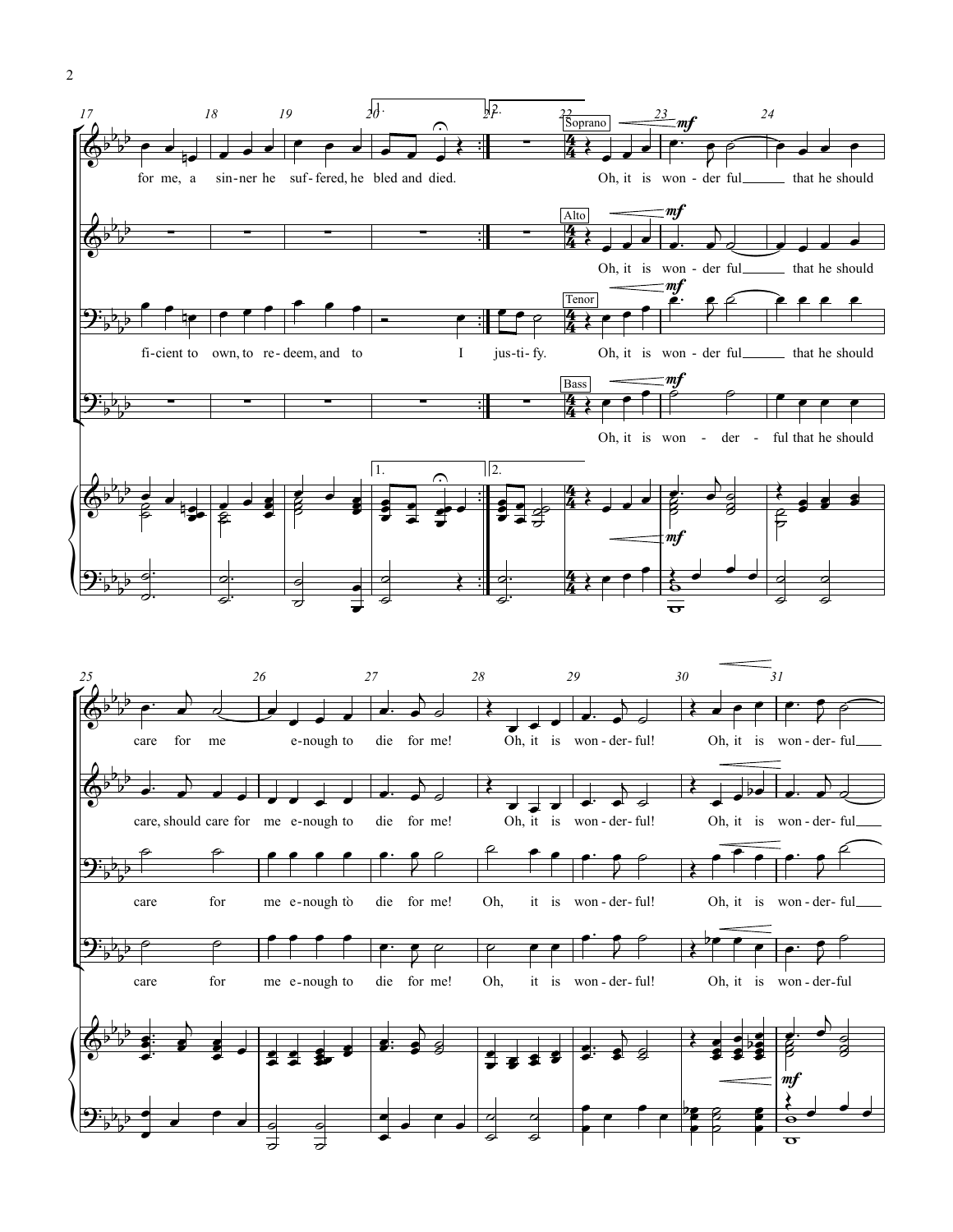for me, a sin-ner he suf-fered, he bled and died.

fi-cient to own, to re-deem, and to I jus-ti-fy.

**Soprano** *mf*
Oh, it is won-der ful that he should care for me e-nough to die for me! Oh, it is won-der-ful! Oh, it is won-der-ful

**Alto** *mf*
Oh, it is won-der ful that he should care, should care for me e-nough to die for me! Oh, it is won-der-ful! Oh, it is won-der-ful

**Tenor** *mf*
Oh, it is won-der ful that he should care for me e-nough to die for me! Oh, it is won-der-ful! Oh, it is won-der-ful

**Bass** *mf*
Oh, it is won - der - ful that he should care for me e-nough to die for me! Oh, it is won-der-ful! Oh, it is won-der-ful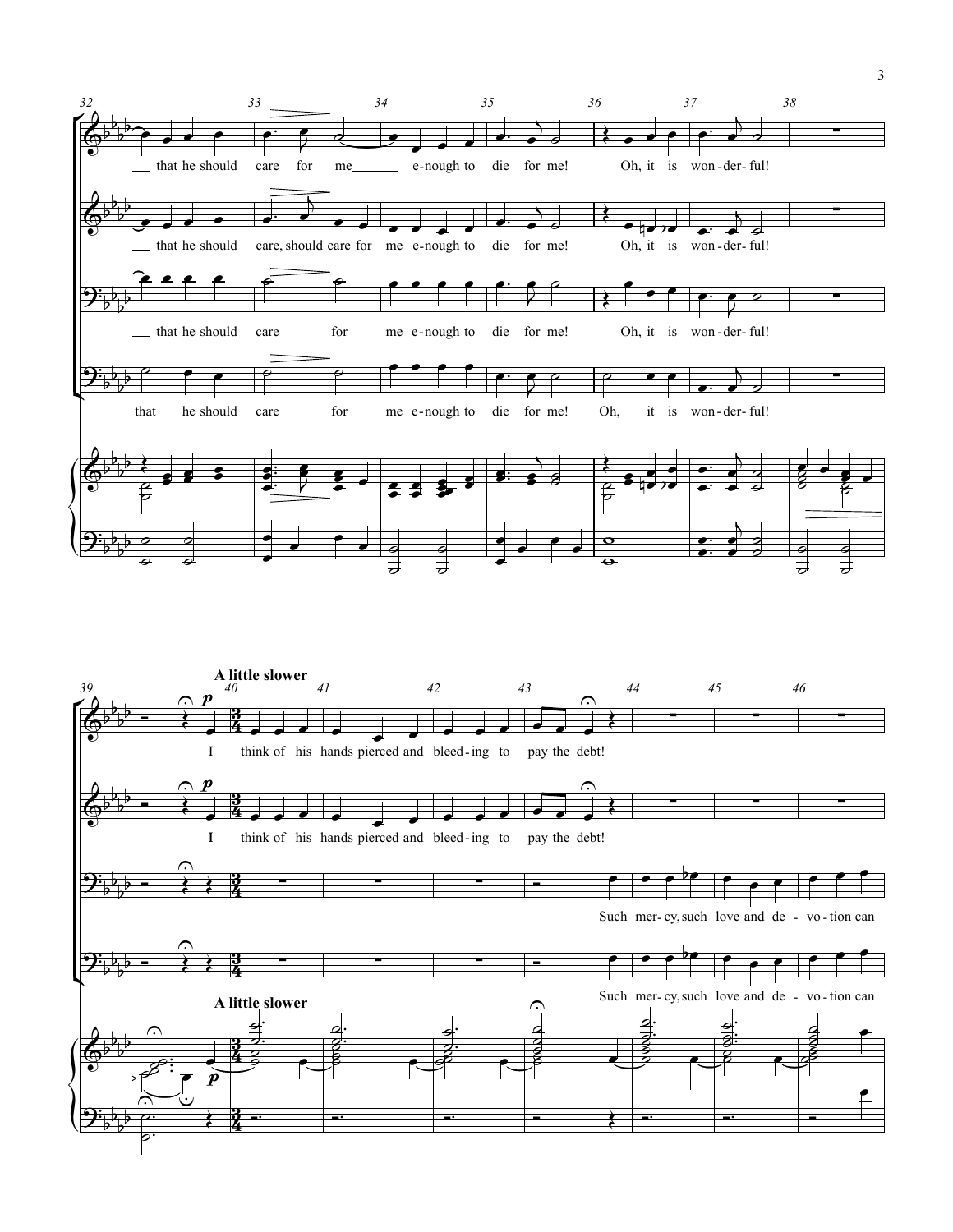**A little slower**

— that he should care for me — e-nough to die for me! Oh, it is won-der-ful!

— that he should care, should care for me e-nough to die for me! Oh, it is won-der-ful!

— that he should care for me e-nough to die for me! Oh, it is won-der-ful!

that he should care for me e-nough to die for me! Oh, it is won-der-ful!

I think of his hands pierced and bleed-ing to pay the debt!

I think of his hands pierced and bleed-ing to pay the debt!

Such mer-cy, such love and de-vo-tion can

Such mer-cy, such love and de-vo-tion can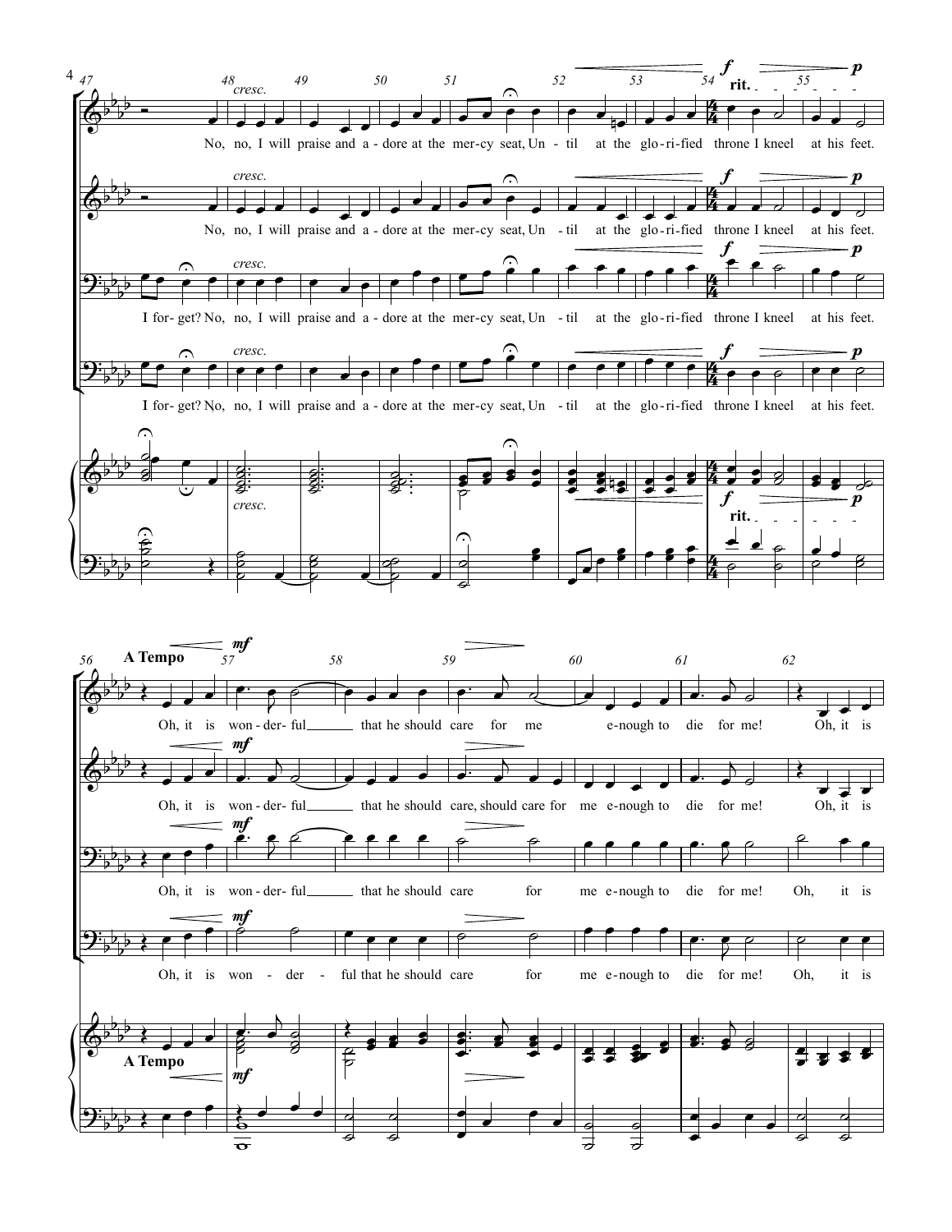No, no, I will praise and a - dore at the mer - cy seat, Un - til at the glo - ri - fied throne I kneel at his feet.

No, no, I will praise and a - dore at the mer - cy seat, Un - til at the glo - ri - fied throne I kneel at his feet.

I for - get? No, no, I will praise and a - dore at the mer - cy seat, Un - til at the glo - ri - fied throne I kneel at his feet.

I for - get? No, no, I will praise and a - dore at the mer - cy seat, Un - til at the glo - ri - fied throne I kneel at his feet.

**A Tempo**

Oh, it is won - der - ful that he should care for me e - nough to die for me! Oh, it is

Oh, it is won - der - ful that he should care, should care for me e - nough to die for me! Oh, it is

Oh, it is won - der - ful that he should care for me e - nough to die for me! Oh, it is

Oh, it is won - der - ful that he should care for me e - nough to die for me! Oh, it is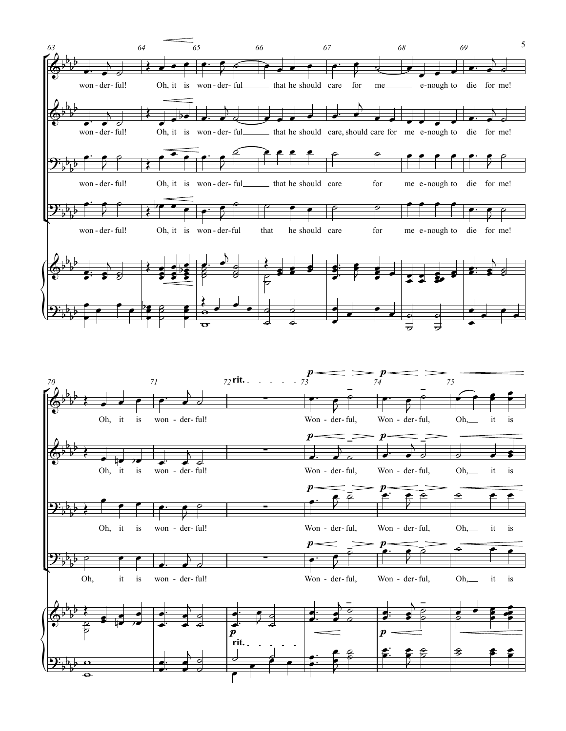won-der-ful! Oh, it is won-der-ful that he should care for me e-nough to die for me! Oh, it is won-der-ful!

rit.

*p* Won-der-ful, *p* Won-der-ful, Oh, it is

won-der-ful! Oh, it is won-der-ful that he should care, should care for me e-nough to die for me! Oh, it is won-der-ful!

*p* Won-der-ful, *p* Won-der-ful, Oh, it is

won-der-ful! Oh, it is won-der-ful that he should care for me e-nough to die for me! Oh, it is won-der-ful!

*p* Won-der-ful, *p* Won-der-ful, Oh, it is

won-der-ful! Oh, it is won-der-ful that he should care for me e-nough to die for me! Oh, it is won-der-ful!

*p* Won-der-ful, *p* Won-der-ful, Oh, it is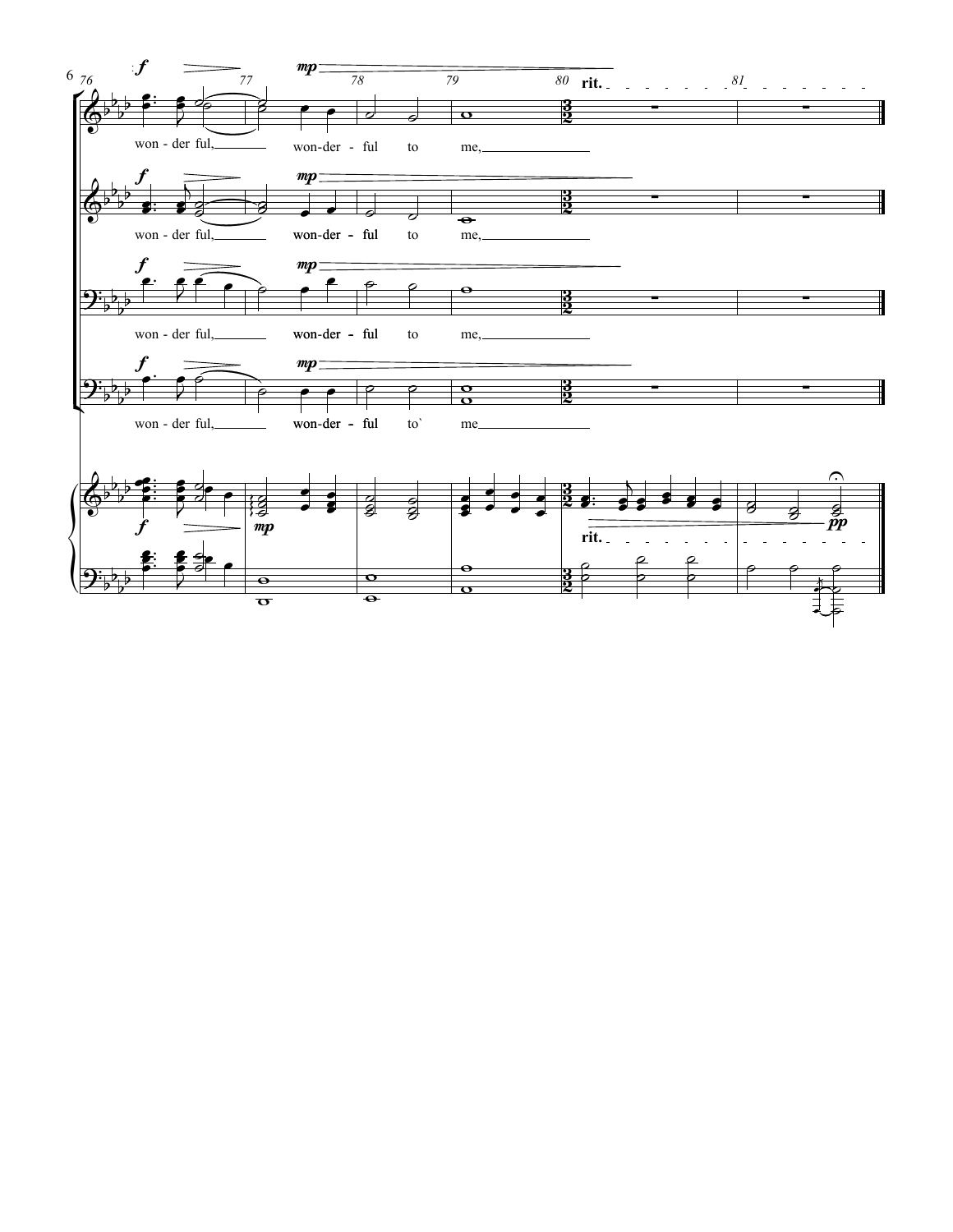76 77 78 79 80 81

*f* *mp* rit.

won - der ful, won-der - ful to me,

*f* *mp*

won - der ful, won-der - ful to me,

*f* *mp*

won - der ful, won-der - ful to me,

*f* *mp*

won - der ful, won-der - ful to` me

*f* *mp* rit. *pp*